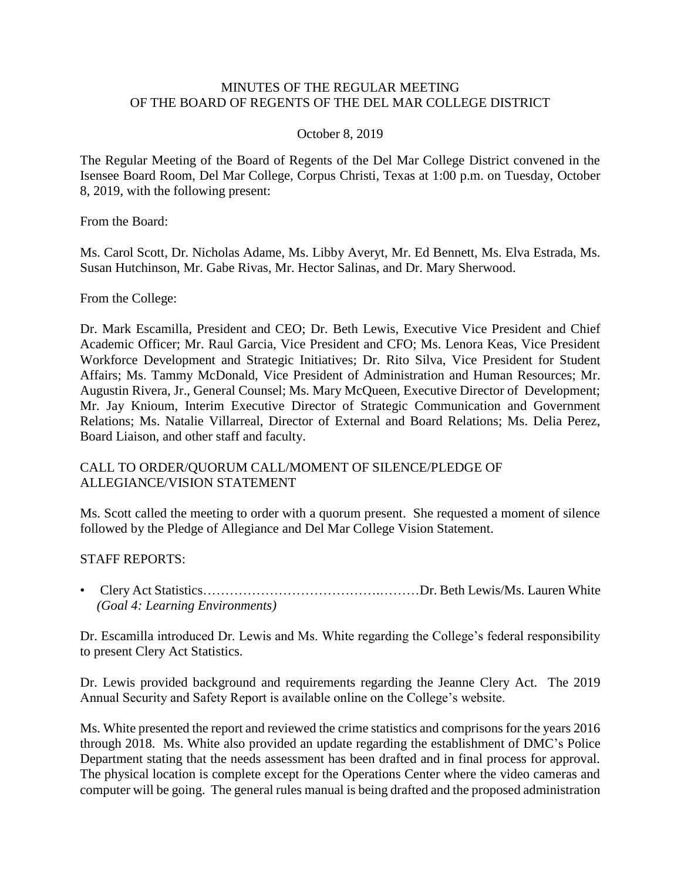# MINUTES OF THE REGULAR MEETING OF THE BOARD OF REGENTS OF THE DEL MAR COLLEGE DISTRICT

October 8, 2019

The Regular Meeting of the Board of Regents of the Del Mar College District convened in the Isensee Board Room, Del Mar College, Corpus Christi, Texas at 1:00 p.m. on Tuesday, October 8, 2019, with the following present:

From the Board:

Ms. Carol Scott, Dr. Nicholas Adame, Ms. Libby Averyt, Mr. Ed Bennett, Ms. Elva Estrada, Ms. Susan Hutchinson, Mr. Gabe Rivas, Mr. Hector Salinas, and Dr. Mary Sherwood.

From the College:

Dr. Mark Escamilla, President and CEO; Dr. Beth Lewis, Executive Vice President and Chief Academic Officer; Mr. Raul Garcia, Vice President and CFO; Ms. Lenora Keas, Vice President Workforce Development and Strategic Initiatives; Dr. Rito Silva, Vice President for Student Affairs; Ms. Tammy McDonald, Vice President of Administration and Human Resources; Mr. Augustin Rivera, Jr., General Counsel; Ms. Mary McQueen, Executive Director of Development; Mr. Jay Knioum, Interim Executive Director of Strategic Communication and Government Relations; Ms. Natalie Villarreal, Director of External and Board Relations; Ms. Delia Perez, Board Liaison, and other staff and faculty.

## CALL TO ORDER/QUORUM CALL/MOMENT OF SILENCE/PLEDGE OF ALLEGIANCE/VISION STATEMENT

Ms. Scott called the meeting to order with a quorum present. She requested a moment of silence followed by the Pledge of Allegiance and Del Mar College Vision Statement.

## STAFF REPORTS:

- Clery Act Statistics……………………………………..………Dr. Beth Lewis/Ms. Lauren White
  *(Goal 4: Learning Environments)*

Dr. Escamilla introduced Dr. Lewis and Ms. White regarding the College's federal responsibility to present Clery Act Statistics.

Dr. Lewis provided background and requirements regarding the Jeanne Clery Act. The 2019 Annual Security and Safety Report is available online on the College's website.

Ms. White presented the report and reviewed the crime statistics and comprisons for the years 2016 through 2018. Ms. White also provided an update regarding the establishment of DMC's Police Department stating that the needs assessment has been drafted and in final process for approval. The physical location is complete except for the Operations Center where the video cameras and computer will be going. The general rules manual is being drafted and the proposed administration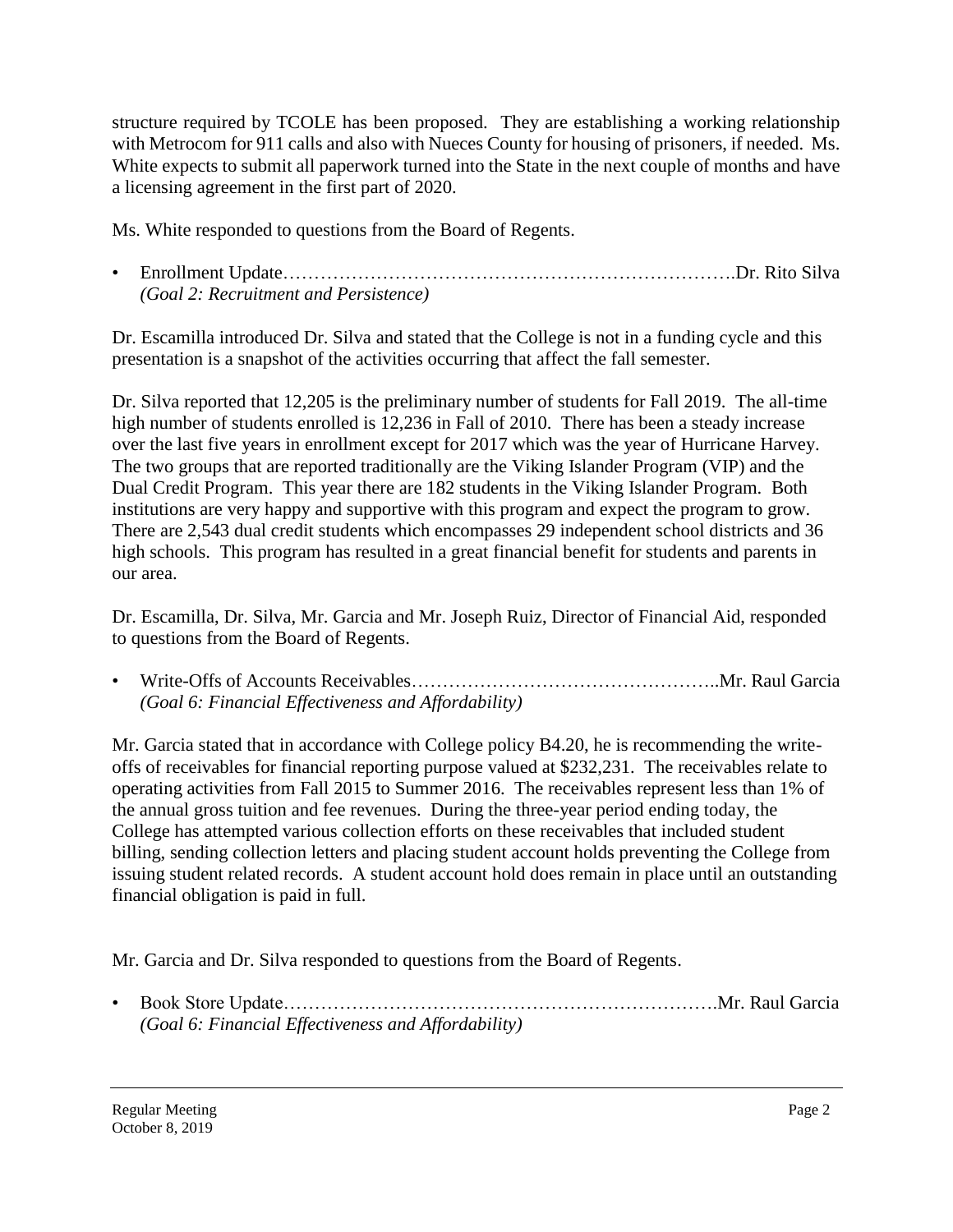structure required by TCOLE has been proposed. They are establishing a working relationship with Metrocom for 911 calls and also with Nueces County for housing of prisoners, if needed. Ms. White expects to submit all paperwork turned into the State in the next couple of months and have a licensing agreement in the first part of 2020.

Ms. White responded to questions from the Board of Regents.

- Enrollment Update……………………………………………………………….Dr. Rito Silva
  *(Goal 2: Recruitment and Persistence)*

Dr. Escamilla introduced Dr. Silva and stated that the College is not in a funding cycle and this presentation is a snapshot of the activities occurring that affect the fall semester.

Dr. Silva reported that 12,205 is the preliminary number of students for Fall 2019. The all-time high number of students enrolled is 12,236 in Fall of 2010. There has been a steady increase over the last five years in enrollment except for 2017 which was the year of Hurricane Harvey. The two groups that are reported traditionally are the Viking Islander Program (VIP) and the Dual Credit Program. This year there are 182 students in the Viking Islander Program. Both institutions are very happy and supportive with this program and expect the program to grow. There are 2,543 dual credit students which encompasses 29 independent school districts and 36 high schools. This program has resulted in a great financial benefit for students and parents in our area.

Dr. Escamilla, Dr. Silva, Mr. Garcia and Mr. Joseph Ruiz, Director of Financial Aid, responded to questions from the Board of Regents.

- Write-Offs of Accounts Receivables…………………………………………..Mr. Raul Garcia
  *(Goal 6: Financial Effectiveness and Affordability)*

Mr. Garcia stated that in accordance with College policy B4.20, he is recommending the write-offs of receivables for financial reporting purpose valued at $232,231. The receivables relate to operating activities from Fall 2015 to Summer 2016. The receivables represent less than 1% of the annual gross tuition and fee revenues. During the three-year period ending today, the College has attempted various collection efforts on these receivables that included student billing, sending collection letters and placing student account holds preventing the College from issuing student related records. A student account hold does remain in place until an outstanding financial obligation is paid in full.

Mr. Garcia and Dr. Silva responded to questions from the Board of Regents.

- Book Store Update…………………………………………………………….Mr. Raul Garcia
  *(Goal 6: Financial Effectiveness and Affordability)*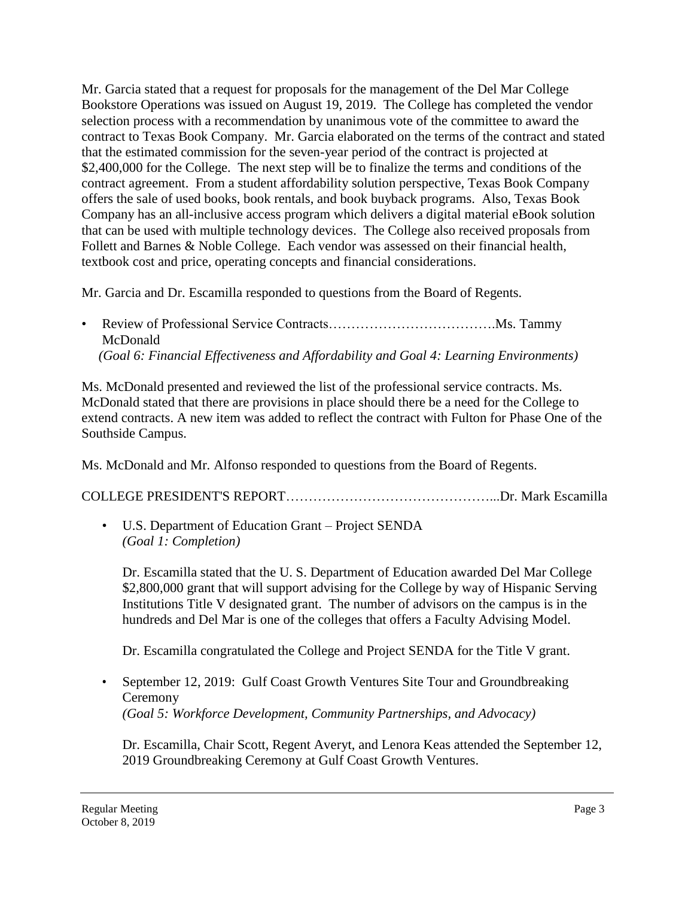Mr. Garcia stated that a request for proposals for the management of the Del Mar College Bookstore Operations was issued on August 19, 2019. The College has completed the vendor selection process with a recommendation by unanimous vote of the committee to award the contract to Texas Book Company. Mr. Garcia elaborated on the terms of the contract and stated that the estimated commission for the seven-year period of the contract is projected at $2,400,000 for the College. The next step will be to finalize the terms and conditions of the contract agreement. From a student affordability solution perspective, Texas Book Company offers the sale of used books, book rentals, and book buyback programs. Also, Texas Book Company has an all-inclusive access program which delivers a digital material eBook solution that can be used with multiple technology devices. The College also received proposals from Follett and Barnes & Noble College. Each vendor was assessed on their financial health, textbook cost and price, operating concepts and financial considerations.

Mr. Garcia and Dr. Escamilla responded to questions from the Board of Regents.

- Review of Professional Service Contracts……………………………….Ms. Tammy McDonald
  *(Goal 6: Financial Effectiveness and Affordability and Goal 4: Learning Environments)*

Ms. McDonald presented and reviewed the list of the professional service contracts. Ms. McDonald stated that there are provisions in place should there be a need for the College to extend contracts. A new item was added to reflect the contract with Fulton for Phase One of the Southside Campus.

Ms. McDonald and Mr. Alfonso responded to questions from the Board of Regents.

COLLEGE PRESIDENT'S REPORT………………………………………...Dr. Mark Escamilla

- U.S. Department of Education Grant – Project SENDA
  *(Goal 1: Completion)*

  Dr. Escamilla stated that the U. S. Department of Education awarded Del Mar College $2,800,000 grant that will support advising for the College by way of Hispanic Serving Institutions Title V designated grant. The number of advisors on the campus is in the hundreds and Del Mar is one of the colleges that offers a Faculty Advising Model.

  Dr. Escamilla congratulated the College and Project SENDA for the Title V grant.

- September 12, 2019: Gulf Coast Growth Ventures Site Tour and Groundbreaking Ceremony
  *(Goal 5: Workforce Development, Community Partnerships, and Advocacy)*

  Dr. Escamilla, Chair Scott, Regent Averyt, and Lenora Keas attended the September 12, 2019 Groundbreaking Ceremony at Gulf Coast Growth Ventures.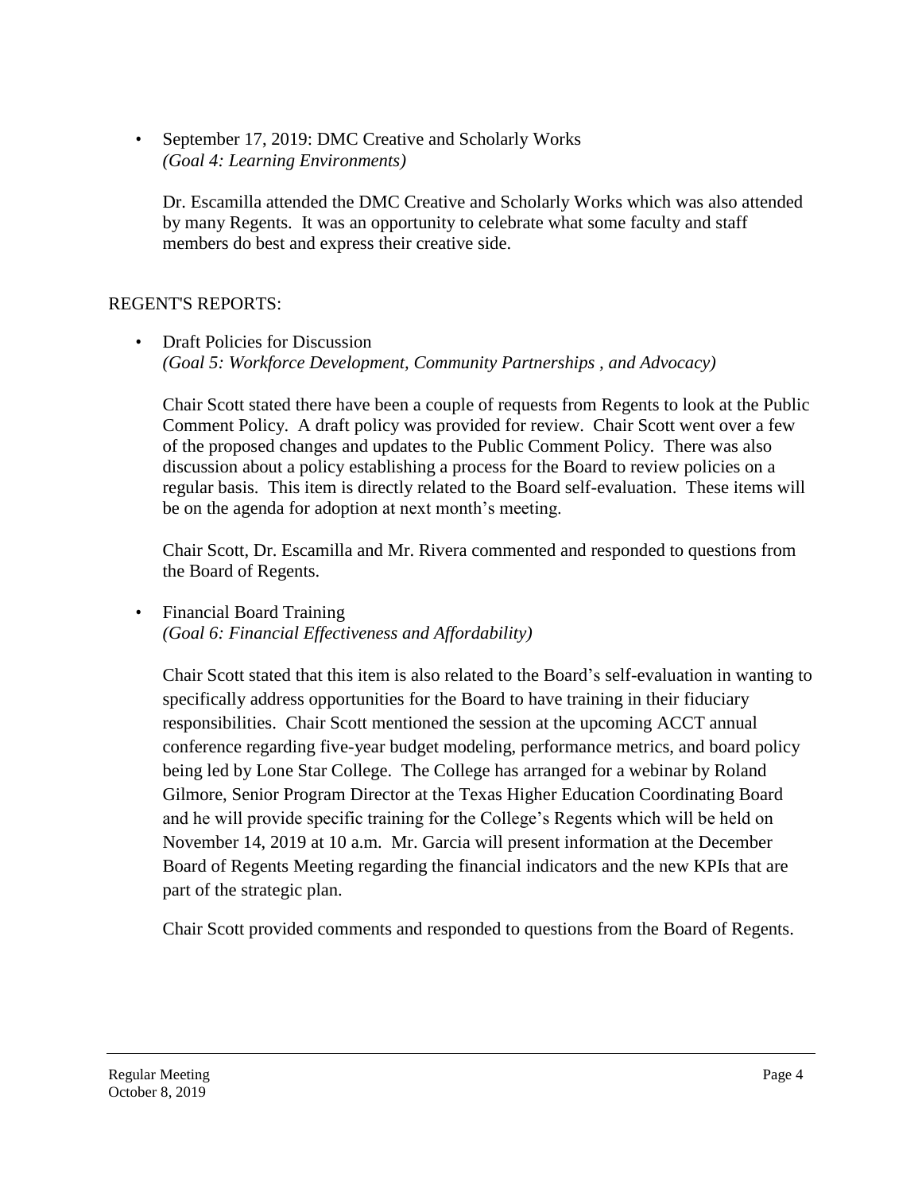- September 17, 2019: DMC Creative and Scholarly Works
  *(Goal 4: Learning Environments)*

  Dr. Escamilla attended the DMC Creative and Scholarly Works which was also attended by many Regents. It was an opportunity to celebrate what some faculty and staff members do best and express their creative side.

REGENT'S REPORTS:

- Draft Policies for Discussion
  *(Goal 5: Workforce Development, Community Partnerships , and Advocacy)*

  Chair Scott stated there have been a couple of requests from Regents to look at the Public Comment Policy. A draft policy was provided for review. Chair Scott went over a few of the proposed changes and updates to the Public Comment Policy. There was also discussion about a policy establishing a process for the Board to review policies on a regular basis. This item is directly related to the Board self-evaluation. These items will be on the agenda for adoption at next month's meeting.

  Chair Scott, Dr. Escamilla and Mr. Rivera commented and responded to questions from the Board of Regents.

- Financial Board Training
  *(Goal 6: Financial Effectiveness and Affordability)*

  Chair Scott stated that this item is also related to the Board's self-evaluation in wanting to specifically address opportunities for the Board to have training in their fiduciary responsibilities. Chair Scott mentioned the session at the upcoming ACCT annual conference regarding five-year budget modeling, performance metrics, and board policy being led by Lone Star College. The College has arranged for a webinar by Roland Gilmore, Senior Program Director at the Texas Higher Education Coordinating Board and he will provide specific training for the College's Regents which will be held on November 14, 2019 at 10 a.m. Mr. Garcia will present information at the December Board of Regents Meeting regarding the financial indicators and the new KPIs that are part of the strategic plan.

  Chair Scott provided comments and responded to questions from the Board of Regents.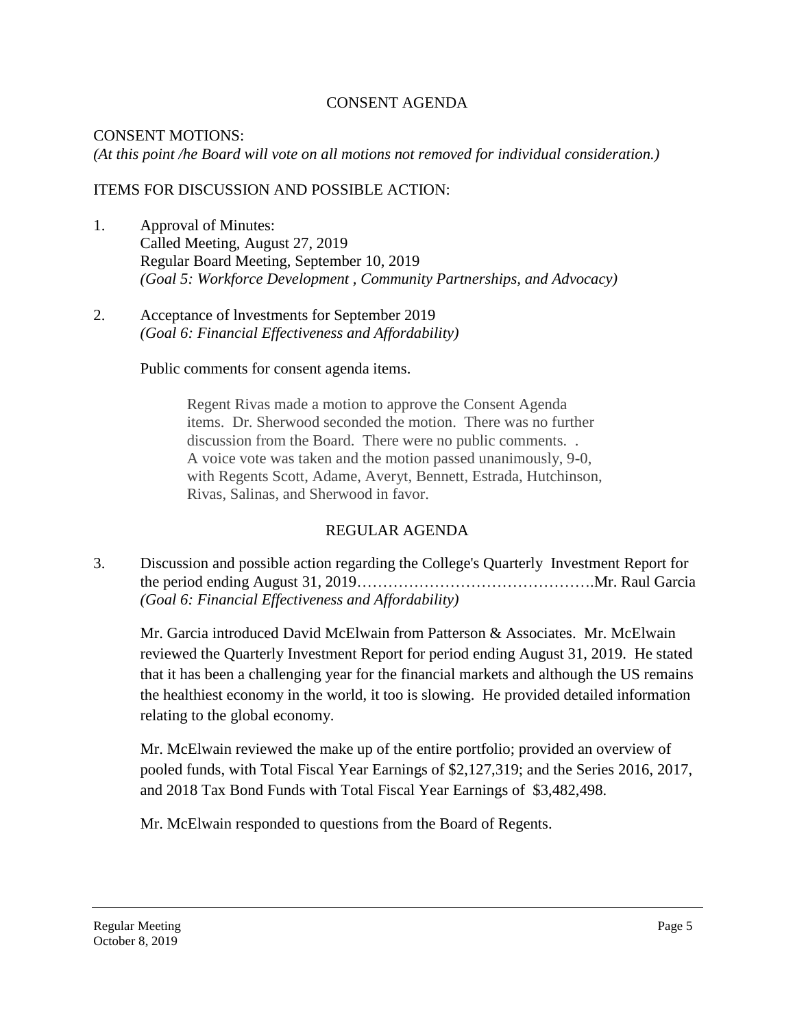CONSENT AGENDA

CONSENT MOTIONS:
*(At this point /he Board will vote on all motions not removed for individual consideration.)*

ITEMS FOR DISCUSSION AND POSSIBLE ACTION:

1. Approval of Minutes:
   Called Meeting, August 27, 2019
   Regular Board Meeting, September 10, 2019
   *(Goal 5: Workforce Development , Community Partnerships, and Advocacy)*

2. Acceptance of lnvestments for September 2019
   *(Goal 6: Financial Effectiveness and Affordability)*

   Public comments for consent agenda items.

   > Regent Rivas made a motion to approve the Consent Agenda items. Dr. Sherwood seconded the motion. There was no further discussion from the Board. There were no public comments. . A voice vote was taken and the motion passed unanimously, 9-0, with Regents Scott, Adame, Averyt, Bennett, Estrada, Hutchinson, Rivas, Salinas, and Sherwood in favor.

REGULAR AGENDA

3. Discussion and possible action regarding the College's Quarterly Investment Report for the period ending August 31, 2019……………………………………….Mr. Raul Garcia
   *(Goal 6: Financial Effectiveness and Affordability)*

   Mr. Garcia introduced David McElwain from Patterson & Associates. Mr. McElwain reviewed the Quarterly Investment Report for period ending August 31, 2019. He stated that it has been a challenging year for the financial markets and although the US remains the healthiest economy in the world, it too is slowing. He provided detailed information relating to the global economy.

   Mr. McElwain reviewed the make up of the entire portfolio; provided an overview of pooled funds, with Total Fiscal Year Earnings of $2,127,319; and the Series 2016, 2017, and 2018 Tax Bond Funds with Total Fiscal Year Earnings of $3,482,498.

   Mr. McElwain responded to questions from the Board of Regents.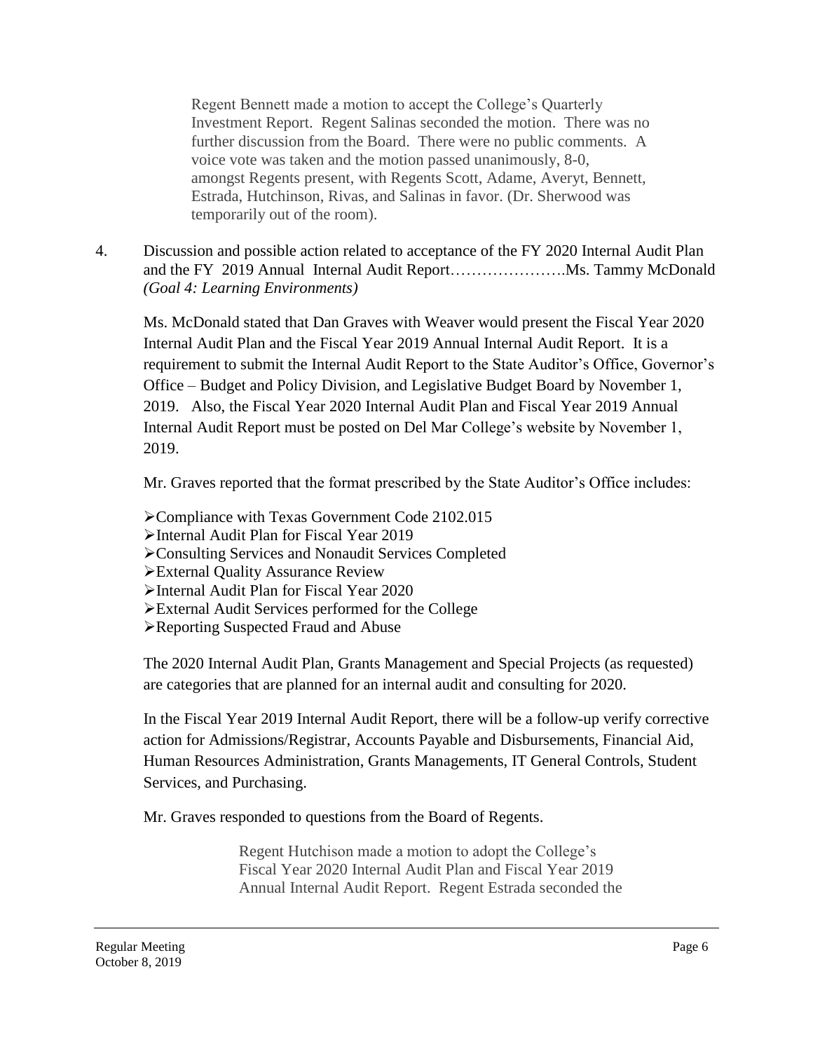Regent Bennett made a motion to accept the College's Quarterly Investment Report. Regent Salinas seconded the motion. There was no further discussion from the Board. There were no public comments. A voice vote was taken and the motion passed unanimously, 8-0, amongst Regents present, with Regents Scott, Adame, Averyt, Bennett, Estrada, Hutchinson, Rivas, and Salinas in favor. (Dr. Sherwood was temporarily out of the room).

4. Discussion and possible action related to acceptance of the FY 2020 Internal Audit Plan and the FY 2019 Annual Internal Audit Report………………….Ms. Tammy McDonald *(Goal 4: Learning Environments)*

Ms. McDonald stated that Dan Graves with Weaver would present the Fiscal Year 2020 Internal Audit Plan and the Fiscal Year 2019 Annual Internal Audit Report. It is a requirement to submit the Internal Audit Report to the State Auditor's Office, Governor's Office – Budget and Policy Division, and Legislative Budget Board by November 1, 2019. Also, the Fiscal Year 2020 Internal Audit Plan and Fiscal Year 2019 Annual Internal Audit Report must be posted on Del Mar College's website by November 1, 2019.

Mr. Graves reported that the format prescribed by the State Auditor's Office includes:

- Compliance with Texas Government Code 2102.015
- Internal Audit Plan for Fiscal Year 2019
- Consulting Services and Nonaudit Services Completed
- External Quality Assurance Review
- Internal Audit Plan for Fiscal Year 2020
- External Audit Services performed for the College
- Reporting Suspected Fraud and Abuse

The 2020 Internal Audit Plan, Grants Management and Special Projects (as requested) are categories that are planned for an internal audit and consulting for 2020.

In the Fiscal Year 2019 Internal Audit Report, there will be a follow-up verify corrective action for Admissions/Registrar, Accounts Payable and Disbursements, Financial Aid, Human Resources Administration, Grants Managements, IT General Controls, Student Services, and Purchasing.

Mr. Graves responded to questions from the Board of Regents.

Regent Hutchison made a motion to adopt the College's Fiscal Year 2020 Internal Audit Plan and Fiscal Year 2019 Annual Internal Audit Report. Regent Estrada seconded the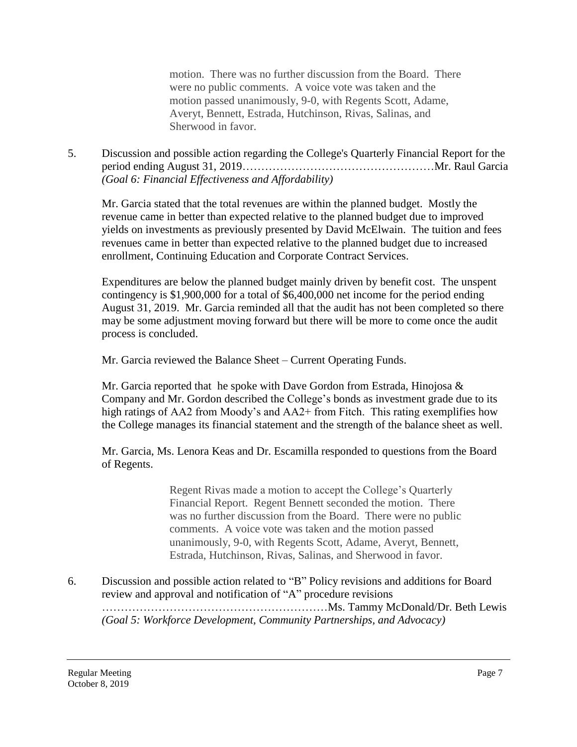motion. There was no further discussion from the Board. There were no public comments. A voice vote was taken and the motion passed unanimously, 9-0, with Regents Scott, Adame, Averyt, Bennett, Estrada, Hutchinson, Rivas, Salinas, and Sherwood in favor.

5. Discussion and possible action regarding the College's Quarterly Financial Report for the period ending August 31, 2019……………………………………………Mr. Raul Garcia
*(Goal 6: Financial Effectiveness and Affordability)*

Mr. Garcia stated that the total revenues are within the planned budget. Mostly the revenue came in better than expected relative to the planned budget due to improved yields on investments as previously presented by David McElwain. The tuition and fees revenues came in better than expected relative to the planned budget due to increased enrollment, Continuing Education and Corporate Contract Services.

Expenditures are below the planned budget mainly driven by benefit cost. The unspent contingency is $1,900,000 for a total of $6,400,000 net income for the period ending August 31, 2019. Mr. Garcia reminded all that the audit has not been completed so there may be some adjustment moving forward but there will be more to come once the audit process is concluded.

Mr. Garcia reviewed the Balance Sheet – Current Operating Funds.

Mr. Garcia reported that he spoke with Dave Gordon from Estrada, Hinojosa & Company and Mr. Gordon described the College's bonds as investment grade due to its high ratings of AA2 from Moody's and AA2+ from Fitch. This rating exemplifies how the College manages its financial statement and the strength of the balance sheet as well.

Mr. Garcia, Ms. Lenora Keas and Dr. Escamilla responded to questions from the Board of Regents.

Regent Rivas made a motion to accept the College's Quarterly Financial Report. Regent Bennett seconded the motion. There was no further discussion from the Board. There were no public comments. A voice vote was taken and the motion passed unanimously, 9-0, with Regents Scott, Adame, Averyt, Bennett, Estrada, Hutchinson, Rivas, Salinas, and Sherwood in favor.

6. Discussion and possible action related to "B" Policy revisions and additions for Board review and approval and notification of "A" procedure revisions
……………………………………………………Ms. Tammy McDonald/Dr. Beth Lewis
*(Goal 5: Workforce Development, Community Partnerships, and Advocacy)*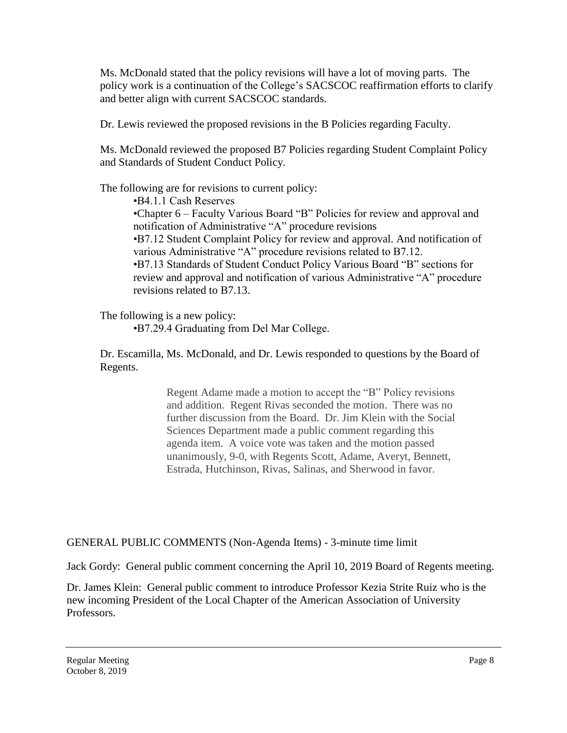Ms. McDonald stated that the policy revisions will have a lot of moving parts. The policy work is a continuation of the College's SACSCOC reaffirmation efforts to clarify and better align with current SACSCOC standards.

Dr. Lewis reviewed the proposed revisions in the B Policies regarding Faculty.

Ms. McDonald reviewed the proposed B7 Policies regarding Student Complaint Policy and Standards of Student Conduct Policy.

The following are for revisions to current policy:

- •B4.1.1 Cash Reserves
- •Chapter 6 – Faculty Various Board "B" Policies for review and approval and notification of Administrative "A" procedure revisions
- •B7.12 Student Complaint Policy for review and approval. And notification of various Administrative "A" procedure revisions related to B7.12.
- •B7.13 Standards of Student Conduct Policy Various Board "B" sections for review and approval and notification of various Administrative "A" procedure revisions related to B7.13.

The following is a new policy:

- •B7.29.4 Graduating from Del Mar College.

Dr. Escamilla, Ms. McDonald, and Dr. Lewis responded to questions by the Board of Regents.

> Regent Adame made a motion to accept the "B" Policy revisions and addition. Regent Rivas seconded the motion. There was no further discussion from the Board. Dr. Jim Klein with the Social Sciences Department made a public comment regarding this agenda item. A voice vote was taken and the motion passed unanimously, 9-0, with Regents Scott, Adame, Averyt, Bennett, Estrada, Hutchinson, Rivas, Salinas, and Sherwood in favor.

GENERAL PUBLIC COMMENTS (Non-Agenda Items) - 3-minute time limit

Jack Gordy: General public comment concerning the April 10, 2019 Board of Regents meeting.

Dr. James Klein: General public comment to introduce Professor Kezia Strite Ruiz who is the new incoming President of the Local Chapter of the American Association of University Professors.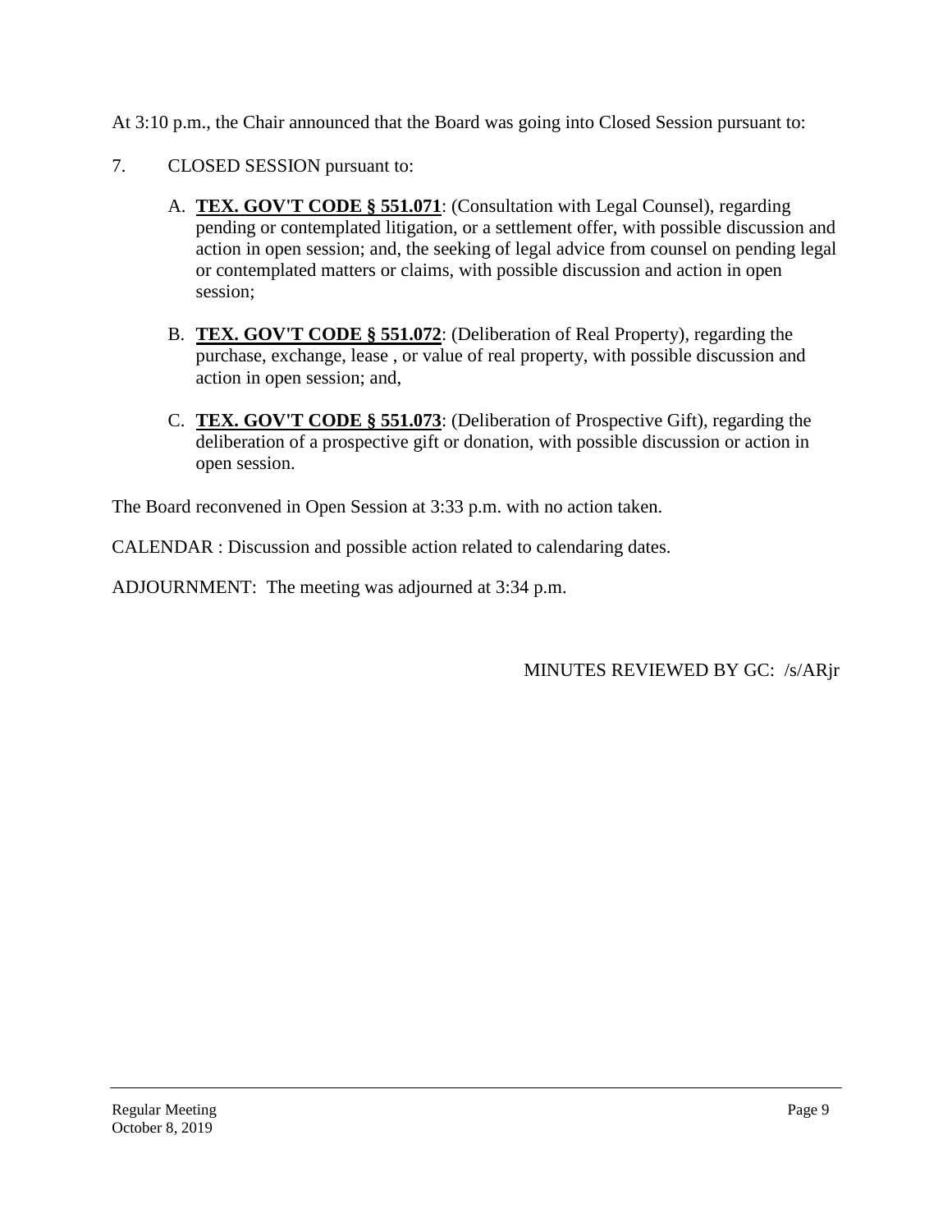At 3:10 p.m., the Chair announced that the Board was going into Closed Session pursuant to:

7. CLOSED SESSION pursuant to:

   A. **TEX. GOV'T CODE § 551.071**: (Consultation with Legal Counsel), regarding pending or contemplated litigation, or a settlement offer, with possible discussion and action in open session; and, the seeking of legal advice from counsel on pending legal or contemplated matters or claims, with possible discussion and action in open session;

   B. **TEX. GOV'T CODE § 551.072**: (Deliberation of Real Property), regarding the purchase, exchange, lease , or value of real property, with possible discussion and action in open session; and,

   C. **TEX. GOV'T CODE § 551.073**: (Deliberation of Prospective Gift), regarding the deliberation of a prospective gift or donation, with possible discussion or action in open session.

The Board reconvened in Open Session at 3:33 p.m. with no action taken.

CALENDAR : Discussion and possible action related to calendaring dates.

ADJOURNMENT: The meeting was adjourned at 3:34 p.m.

MINUTES REVIEWED BY GC: /s/ARjr